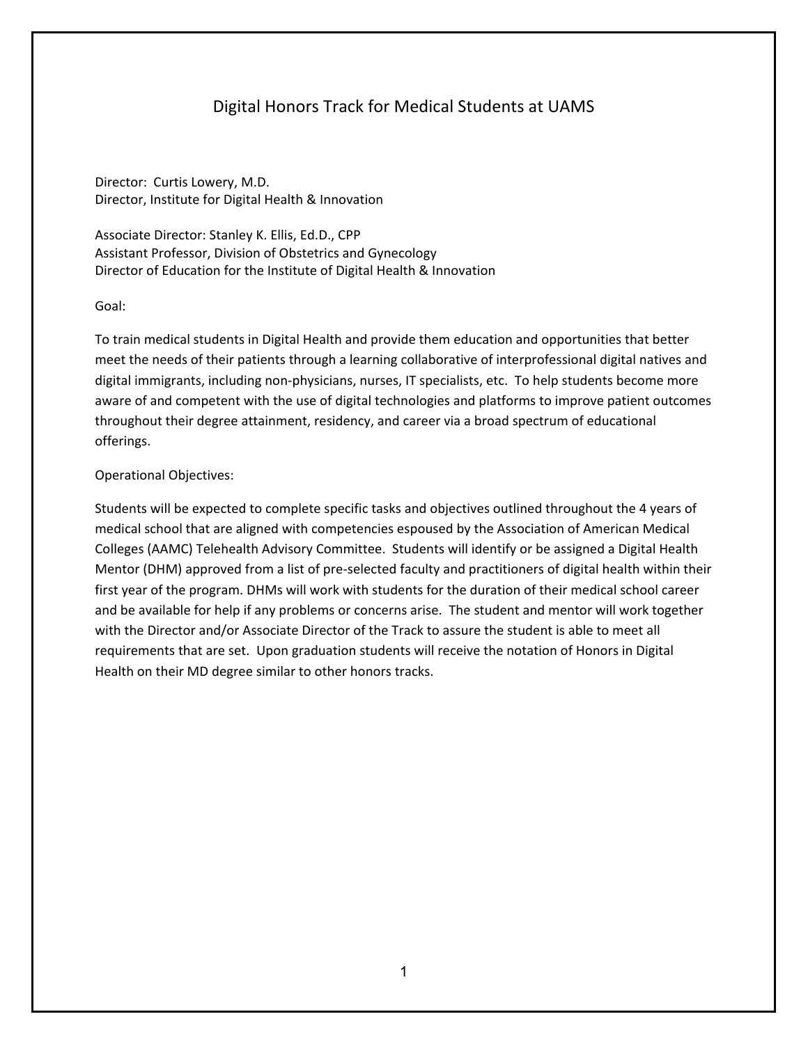# Digital Honors Track for Medical Students at UAMS

Director: Curtis Lowery, M.D.
Director, Institute for Digital Health & Innovation

Associate Director: Stanley K. Ellis, Ed.D., CPP
Assistant Professor, Division of Obstetrics and Gynecology
Director of Education for the Institute of Digital Health & Innovation

Goal:

To train medical students in Digital Health and provide them education and opportunities that better meet the needs of their patients through a learning collaborative of interprofessional digital natives and digital immigrants, including non-physicians, nurses, IT specialists, etc. To help students become more aware of and competent with the use of digital technologies and platforms to improve patient outcomes throughout their degree attainment, residency, and career via a broad spectrum of educational offerings.

Operational Objectives:

Students will be expected to complete specific tasks and objectives outlined throughout the 4 years of medical school that are aligned with competencies espoused by the Association of American Medical Colleges (AAMC) Telehealth Advisory Committee. Students will identify or be assigned a Digital Health Mentor (DHM) approved from a list of pre-selected faculty and practitioners of digital health within their first year of the program. DHMs will work with students for the duration of their medical school career and be available for help if any problems or concerns arise. The student and mentor will work together with the Director and/or Associate Director of the Track to assure the student is able to meet all requirements that are set. Upon graduation students will receive the notation of Honors in Digital Health on their MD degree similar to other honors tracks.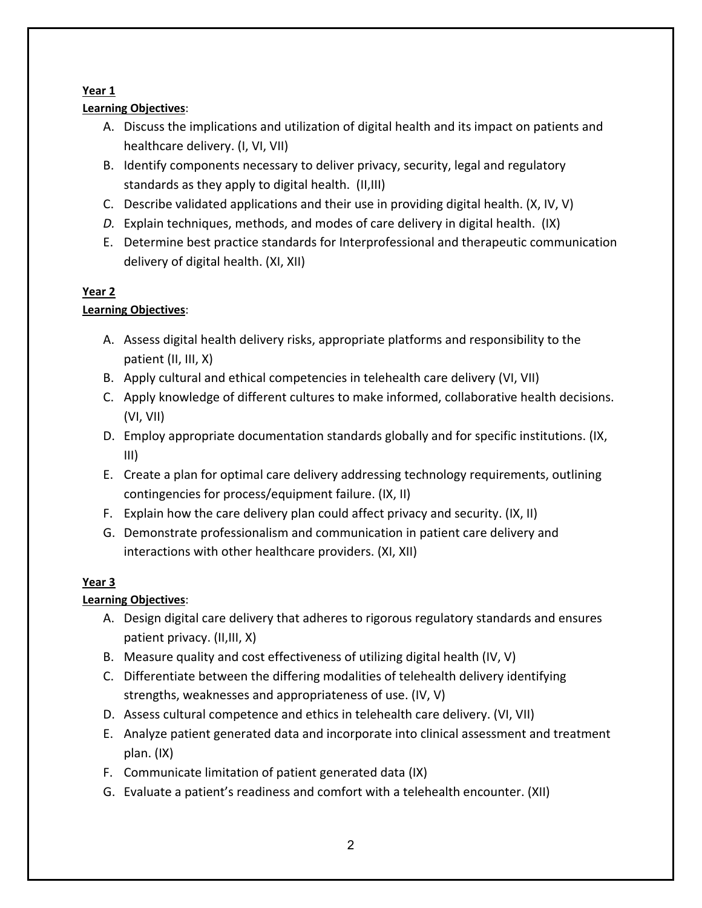**Year 1**

**Learning Objectives**:

A. Discuss the implications and utilization of digital health and its impact on patients and healthcare delivery. (I, VI, VII)
B. Identify components necessary to deliver privacy, security, legal and regulatory standards as they apply to digital health. (II,III)
C. Describe validated applications and their use in providing digital health. (X, IV, V)
*D.* Explain techniques, methods, and modes of care delivery in digital health. (IX)
E. Determine best practice standards for Interprofessional and therapeutic communication delivery of digital health. (XI, XII)

**Year 2**

**Learning Objectives**:

A. Assess digital health delivery risks, appropriate platforms and responsibility to the patient (II, III, X)
B. Apply cultural and ethical competencies in telehealth care delivery (VI, VII)
C. Apply knowledge of different cultures to make informed, collaborative health decisions. (VI, VII)
D. Employ appropriate documentation standards globally and for specific institutions. (IX, III)
E. Create a plan for optimal care delivery addressing technology requirements, outlining contingencies for process/equipment failure. (IX, II)
F. Explain how the care delivery plan could affect privacy and security. (IX, II)
G. Demonstrate professionalism and communication in patient care delivery and interactions with other healthcare providers. (XI, XII)

**Year 3**

**Learning Objectives**:

A. Design digital care delivery that adheres to rigorous regulatory standards and ensures patient privacy. (II,III, X)
B. Measure quality and cost effectiveness of utilizing digital health (IV, V)
C. Differentiate between the differing modalities of telehealth delivery identifying strengths, weaknesses and appropriateness of use. (IV, V)
D. Assess cultural competence and ethics in telehealth care delivery. (VI, VII)
E. Analyze patient generated data and incorporate into clinical assessment and treatment plan. (IX)
F. Communicate limitation of patient generated data (IX)
G. Evaluate a patient's readiness and comfort with a telehealth encounter. (XII)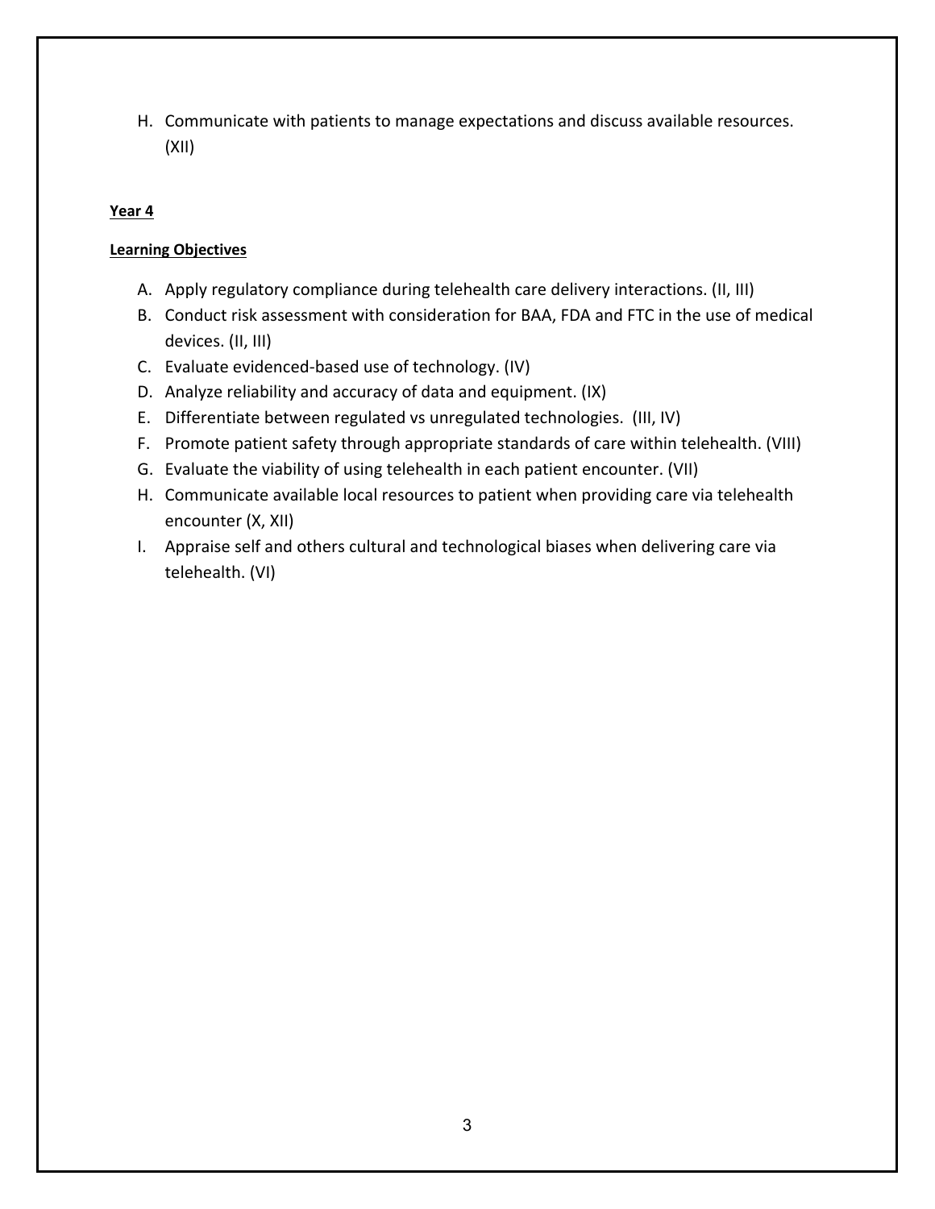H. Communicate with patients to manage expectations and discuss available resources. (XII)

**Year 4**

**Learning Objectives**

A. Apply regulatory compliance during telehealth care delivery interactions. (II, III)
B. Conduct risk assessment with consideration for BAA, FDA and FTC in the use of medical devices. (II, III)
C. Evaluate evidenced-based use of technology. (IV)
D. Analyze reliability and accuracy of data and equipment. (IX)
E. Differentiate between regulated vs unregulated technologies. (III, IV)
F. Promote patient safety through appropriate standards of care within telehealth. (VIII)
G. Evaluate the viability of using telehealth in each patient encounter. (VII)
H. Communicate available local resources to patient when providing care via telehealth encounter (X, XII)
I. Appraise self and others cultural and technological biases when delivering care via telehealth. (VI)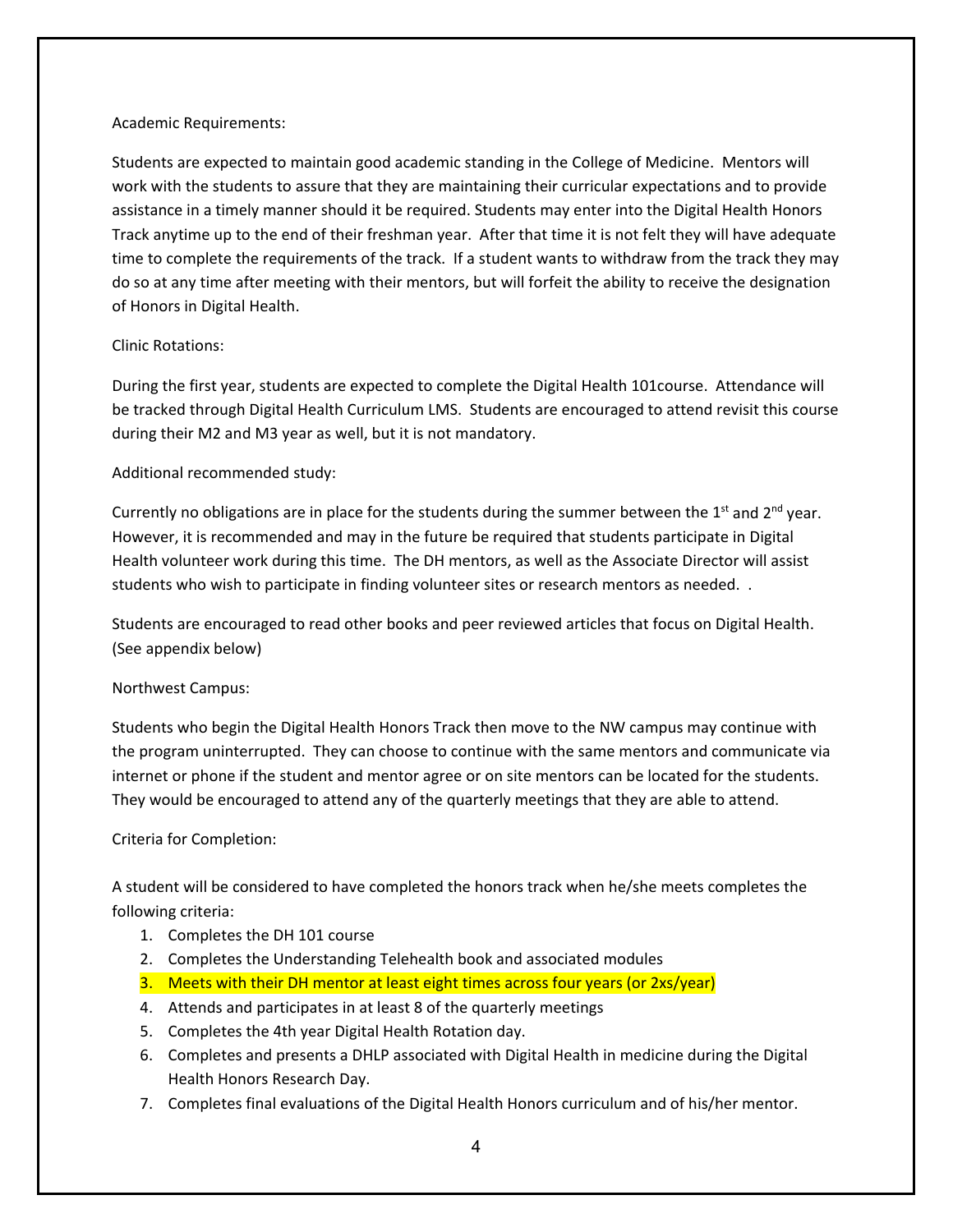Academic Requirements:

Students are expected to maintain good academic standing in the College of Medicine. Mentors will work with the students to assure that they are maintaining their curricular expectations and to provide assistance in a timely manner should it be required. Students may enter into the Digital Health Honors Track anytime up to the end of their freshman year. After that time it is not felt they will have adequate time to complete the requirements of the track. If a student wants to withdraw from the track they may do so at any time after meeting with their mentors, but will forfeit the ability to receive the designation of Honors in Digital Health.

Clinic Rotations:

During the first year, students are expected to complete the Digital Health 101course. Attendance will be tracked through Digital Health Curriculum LMS. Students are encouraged to attend revisit this course during their M2 and M3 year as well, but it is not mandatory.

Additional recommended study:

Currently no obligations are in place for the students during the summer between the 1st and 2nd year. However, it is recommended and may in the future be required that students participate in Digital Health volunteer work during this time. The DH mentors, as well as the Associate Director will assist students who wish to participate in finding volunteer sites or research mentors as needed. .

Students are encouraged to read other books and peer reviewed articles that focus on Digital Health. (See appendix below)

Northwest Campus:

Students who begin the Digital Health Honors Track then move to the NW campus may continue with the program uninterrupted. They can choose to continue with the same mentors and communicate via internet or phone if the student and mentor agree or on site mentors can be located for the students. They would be encouraged to attend any of the quarterly meetings that they are able to attend.

Criteria for Completion:

A student will be considered to have completed the honors track when he/she meets completes the following criteria:

1. Completes the DH 101 course
2. Completes the Understanding Telehealth book and associated modules
3. Meets with their DH mentor at least eight times across four years (or 2xs/year)
4. Attends and participates in at least 8 of the quarterly meetings
5. Completes the 4th year Digital Health Rotation day.
6. Completes and presents a DHLP associated with Digital Health in medicine during the Digital Health Honors Research Day.
7. Completes final evaluations of the Digital Health Honors curriculum and of his/her mentor.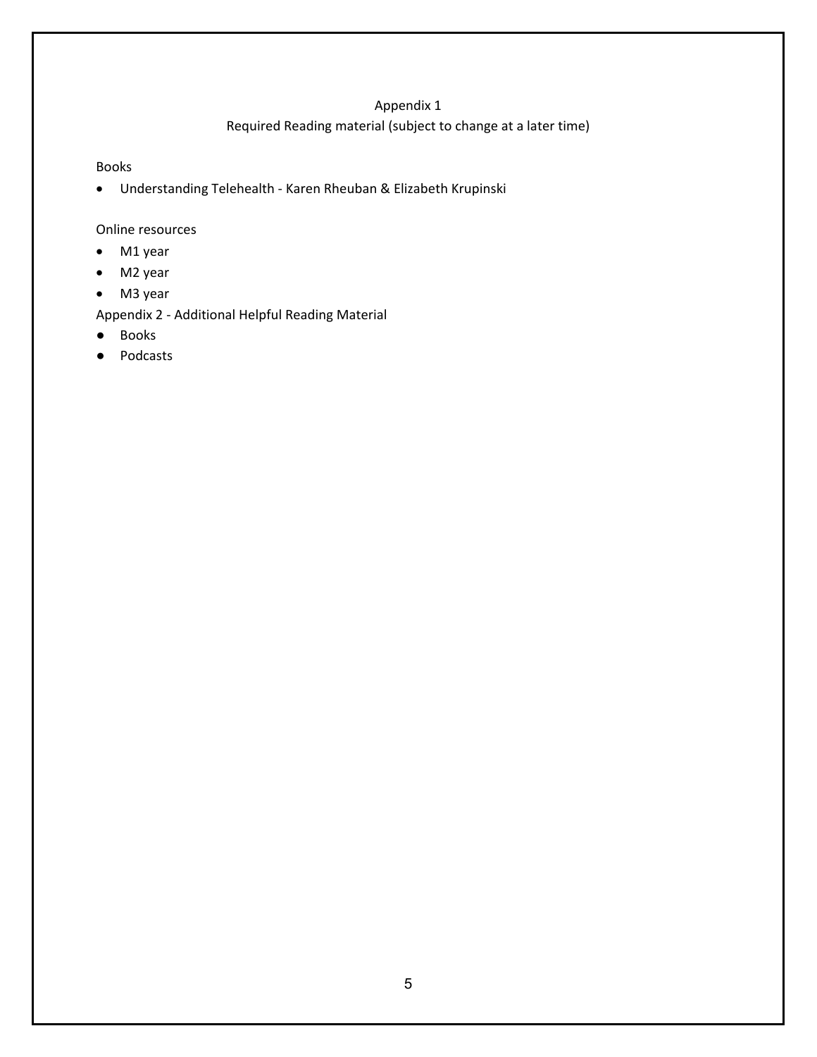## Appendix 1

### Required Reading material (subject to change at a later time)

Books

- Understanding Telehealth - Karen Rheuban & Elizabeth Krupinski

Online resources

- M1 year
- M2 year
- M3 year

Appendix 2 - Additional Helpful Reading Material

- Books
- Podcasts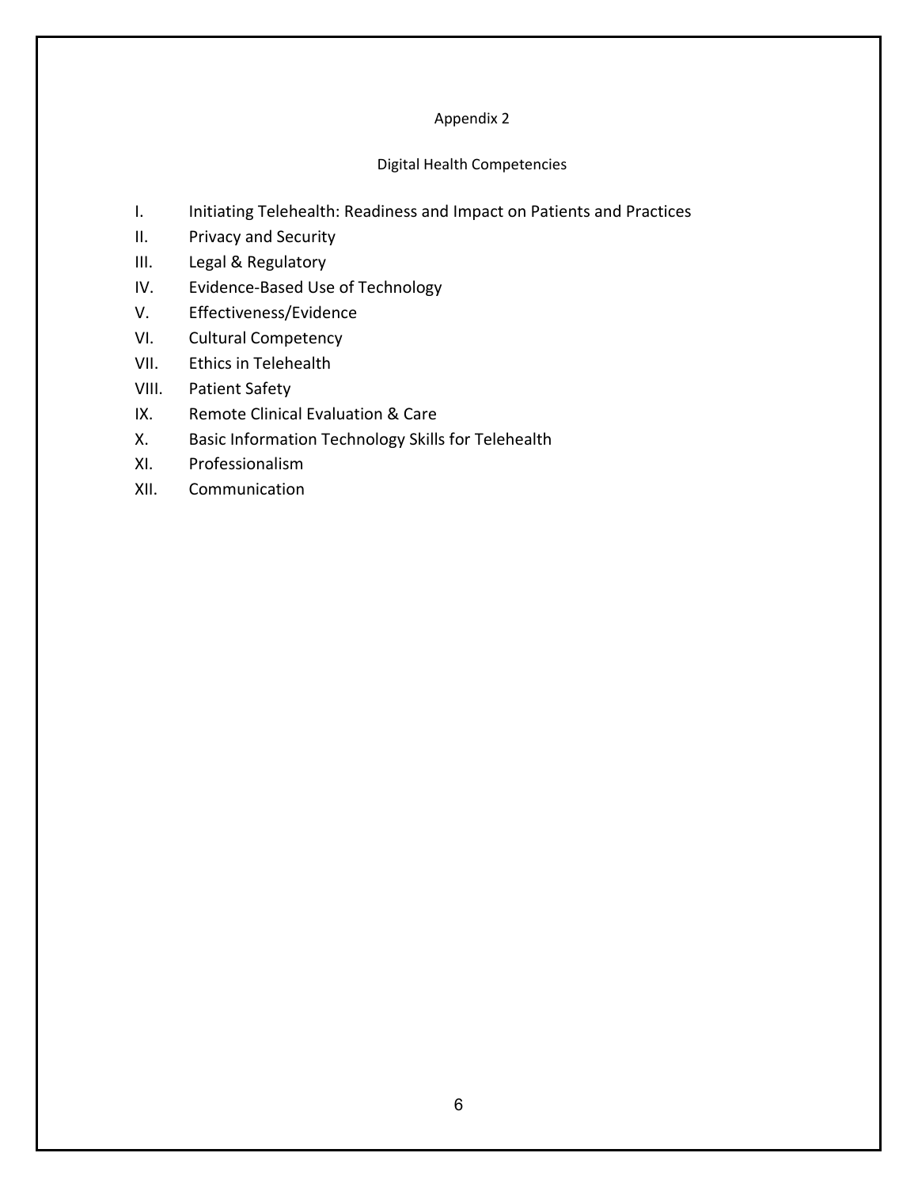## Appendix 2

### Digital Health Competencies

I. Initiating Telehealth: Readiness and Impact on Patients and Practices
II. Privacy and Security
III. Legal & Regulatory
IV. Evidence-Based Use of Technology
V. Effectiveness/Evidence
VI. Cultural Competency
VII. Ethics in Telehealth
VIII. Patient Safety
IX. Remote Clinical Evaluation & Care
X. Basic Information Technology Skills for Telehealth
XI. Professionalism
XII. Communication